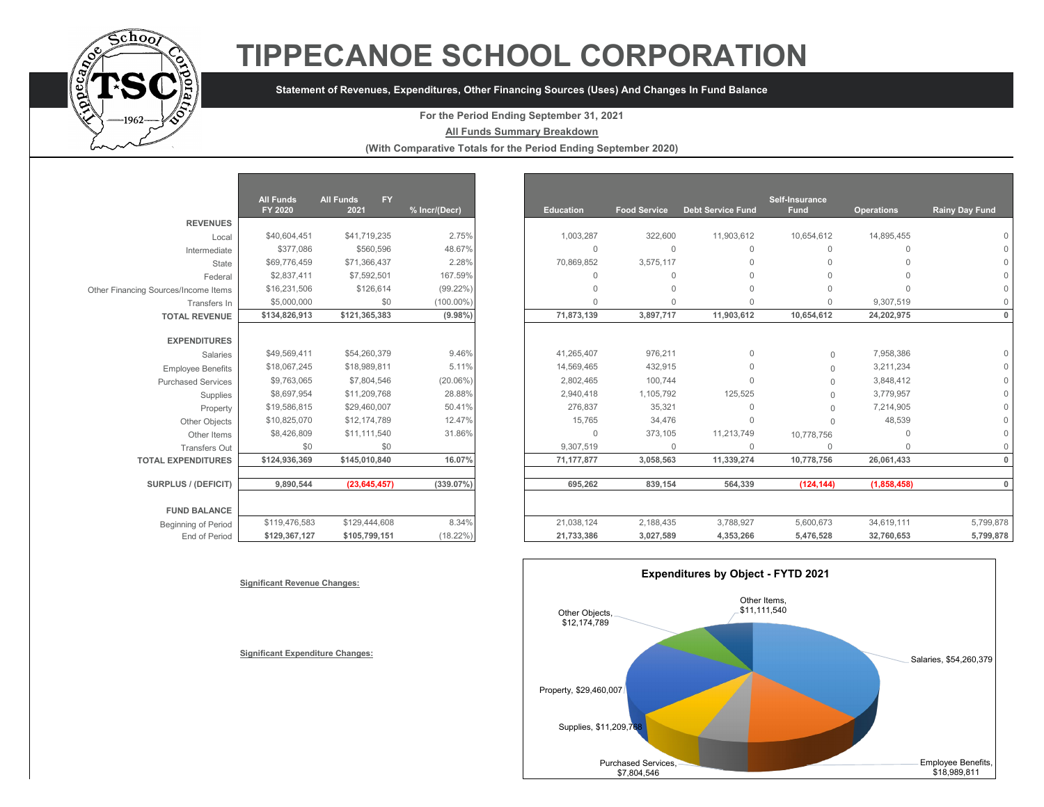# TIPPECANOE SCHOOL CORPORATION

**Statement of Revenues, Expenditures, Other Financing Sources (Uses) And Changes In Fund Balance**

**For the Period Ending September 31, 2021**

**All Funds Summary Breakdown**

**(With Comparative Totals for the Period Ending September 2020)**

| | All Funds FY 2020 | All Funds FY 2021 | % Incr/(Decr) | Education | Food Service | Debt Service Fund | Self-Insurance Fund | Operations | Rainy Day Fund |
|---|---|---|---|---|---|---|---|---|---|
| **REVENUES** | | | | | | | | | |
| Local | $40,604,451 | $41,719,235 | 2.75% | 1,003,287 | 322,600 | 11,903,612 | 10,654,612 | 14,895,455 | 0 |
| Intermediate | $377,086 | $560,596 | 48.67% | 0 | 0 | 0 | 0 | 0 | 0 |
| State | $69,776,459 | $71,366,437 | 2.28% | 70,869,852 | 3,575,117 | 0 | 0 | 0 | 0 |
| Federal | $2,837,411 | $7,592,501 | 167.59% | 0 | 0 | 0 | 0 | 0 | 0 |
| Other Financing Sources/Income Items | $16,231,506 | $126,614 | (99.22%) | 0 | 0 | 0 | 0 | 0 | 0 |
| Transfers In | $5,000,000 | $0 | (100.00%) | 0 | 0 | 0 | 0 | 9,307,519 | 0 |
| **TOTAL REVENUE** | **$134,826,913** | **$121,365,383** | **(9.98%)** | **71,873,139** | **3,897,717** | **11,903,612** | **10,654,612** | **24,202,975** | **0** |
| **EXPENDITURES** | | | | | | | | | |
| Salaries | $49,569,411 | $54,260,379 | 9.46% | 41,265,407 | 976,211 | 0 | 0 | 7,958,386 | 0 |
| Employee Benefits | $18,067,245 | $18,989,811 | 5.11% | 14,569,465 | 432,915 | 0 | 0 | 3,211,234 | 0 |
| Purchased Services | $9,763,065 | $7,804,546 | (20.06%) | 2,802,465 | 100,744 | 0 | 0 | 3,848,412 | 0 |
| Supplies | $8,697,954 | $11,209,768 | 28.88% | 2,940,418 | 1,105,792 | 125,525 | 0 | 3,779,957 | 0 |
| Property | $19,586,815 | $29,460,007 | 50.41% | 276,837 | 35,321 | 0 | 0 | 7,214,905 | 0 |
| Other Objects | $10,825,070 | $12,174,789 | 12.47% | 15,765 | 34,476 | 0 | 0 | 48,539 | 0 |
| Other Items | $8,426,809 | $11,111,540 | 31.86% | 0 | 373,105 | 11,213,749 | 10,778,756 | 0 | 0 |
| Transfers Out | $0 | $0 | | 9,307,519 | 0 | 0 | 0 | 0 | 0 |
| **TOTAL EXPENDITURES** | **$124,936,369** | **$145,010,840** | **16.07%** | **71,177,877** | **3,058,563** | **11,339,274** | **10,778,756** | **26,061,433** | **0** |
| **SURPLUS / (DEFICIT)** | **9,890,544** | **(23,645,457)** | **(339.07%)** | **695,262** | **839,154** | **564,339** | **(124,144)** | **(1,858,458)** | **0** |
| **FUND BALANCE** | | | | | | | | | |
| Beginning of Period | $119,476,583 | $129,444,608 | 8.34% | 21,038,124 | 2,188,435 | 3,788,927 | 5,600,673 | 34,619,111 | 5,799,878 |
| End of Period | **$129,367,127** | **$105,799,151** | (18.22%) | **21,733,386** | **3,027,589** | **4,353,266** | **5,476,528** | **32,760,653** | **5,799,878** |

**Significant Revenue Changes:**

**Significant Expenditure Changes:**

**Expenditures by Object - FYTD 2021**

- Salaries, $54,260,379
- Employee Benefits, $18,989,811
- Purchased Services, $7,804,546
- Supplies, $11,209,768
- Property, $29,460,007
- Other Objects, $12,174,789
- Other Items, $11,111,540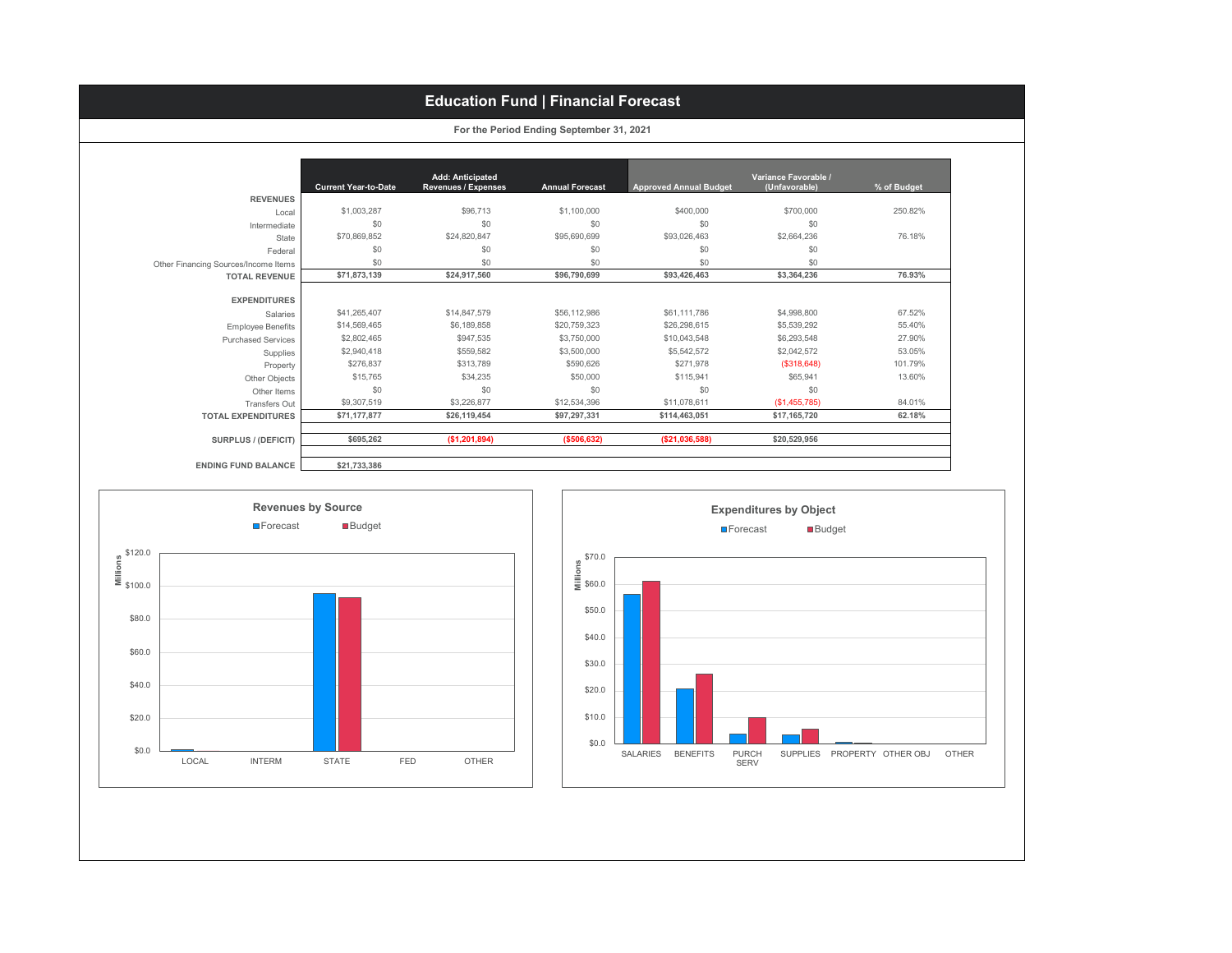# Education Fund | Financial Forecast

**For the Period Ending September 31, 2021**

| | Current Year-to-Date | Add: Anticipated Revenues / Expenses | Annual Forecast | Approved Annual Budget | Variance Favorable / (Unfavorable) | % of Budget |
|---|---|---|---|---|---|---|
| **REVENUES** | | | | | | |
| Local | $1,003,287 | $96,713 | $1,100,000 | $400,000 | $700,000 | 250.82% |
| Intermediate | $0 | $0 | $0 | $0 | $0 | |
| State | $70,869,852 | $24,820,847 | $95,690,699 | $93,026,463 | $2,664,236 | 76.18% |
| Federal | $0 | $0 | $0 | $0 | $0 | |
| Other Financing Sources/Income Items | $0 | $0 | $0 | $0 | $0 | |
| **TOTAL REVENUE** | **$71,873,139** | **$24,917,560** | **$96,790,699** | **$93,426,463** | **$3,364,236** | **76.93%** |
| **EXPENDITURES** | | | | | | |
| Salaries | $41,265,407 | $14,847,579 | $56,112,986 | $61,111,786 | $4,998,800 | 67.52% |
| Employee Benefits | $14,569,465 | $6,189,858 | $20,759,323 | $26,298,615 | $5,539,292 | 55.40% |
| Purchased Services | $2,802,465 | $947,535 | $3,750,000 | $10,043,548 | $6,293,548 | 27.90% |
| Supplies | $2,940,418 | $559,582 | $3,500,000 | $5,542,572 | $2,042,572 | 53.05% |
| Property | $276,837 | $313,789 | $590,626 | $271,978 | ($318,648) | 101.79% |
| Other Objects | $15,765 | $34,235 | $50,000 | $115,941 | $65,941 | 13.60% |
| Other Items | $0 | $0 | $0 | $0 | $0 | |
| Transfers Out | $9,307,519 | $3,226,877 | $12,534,396 | $11,078,611 | ($1,455,785) | 84.01% |
| **TOTAL EXPENDITURES** | **$71,177,877** | **$26,119,454** | **$97,297,331** | **$114,463,051** | **$17,165,720** | **62.18%** |
| **SURPLUS / (DEFICIT)** | **$695,262** | **($1,201,894)** | **($506,632)** | **($21,036,588)** | **$20,529,956** | |
| **ENDING FUND BALANCE** | **$21,733,386** | | | | | |

**Revenues by Source**

Forecast / Budget (Millions)

| | Forecast | Budget |
|---|---|---|
| LOCAL | $1.1 | $0.4 |
| INTERM | $0.0 | $0.0 |
| STATE | $95.7 | $93.0 |
| FED | $0.0 | $0.0 |
| OTHER | $0.0 | $0.0 |

**Expenditures by Object**

Forecast / Budget (Millions)

| | Forecast | Budget |
|---|---|---|
| SALARIES | $56.1 | $61.1 |
| BENEFITS | $20.8 | $26.3 |
| PURCH SERV | $3.8 | $10.0 |
| SUPPLIES | $3.5 | $5.5 |
| PROPERTY | $0.6 | $0.3 |
| OTHER OBJ | $0.1 | $0.1 |
| OTHER | $0.0 | $0.0 |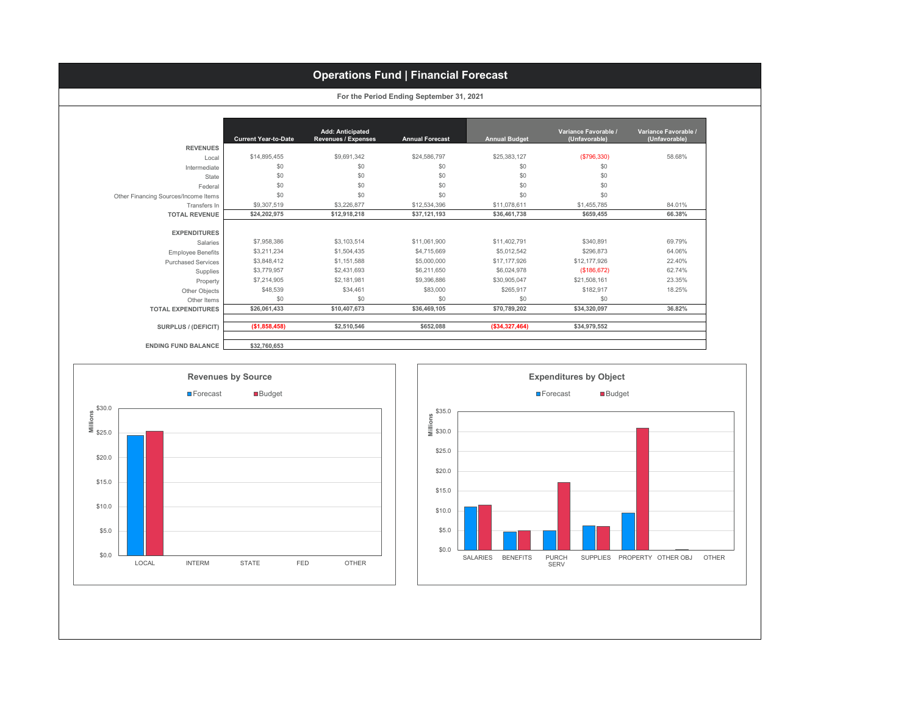# Operations Fund | Financial Forecast

**For the Period Ending September 31, 2021**

| | Current Year-to-Date | Add: Anticipated Revenues / Expenses | Annual Forecast | Annual Budget | Variance Favorable / (Unfavorable) | Variance Favorable / (Unfavorable) |
|---|---|---|---|---|---|---|
| **REVENUES** | | | | | | |
| Local | $14,895,455 | $9,691,342 | $24,586,797 | $25,383,127 | ($796,330) | 58.68% |
| Intermediate | $0 | $0 | $0 | $0 | $0 | |
| State | $0 | $0 | $0 | $0 | $0 | |
| Federal | $0 | $0 | $0 | $0 | $0 | |
| Other Financing Sources/Income Items | $0 | $0 | $0 | $0 | $0 | |
| Transfers In | $9,307,519 | $3,226,877 | $12,534,396 | $11,078,611 | $1,455,785 | 84.01% |
| **TOTAL REVENUE** | **$24,202,975** | **$12,918,218** | **$37,121,193** | **$36,461,738** | **$659,455** | **66.38%** |
| **EXPENDITURES** | | | | | | |
| Salaries | $7,958,386 | $3,103,514 | $11,061,900 | $11,402,791 | $340,891 | 69.79% |
| Employee Benefits | $3,211,234 | $1,504,435 | $4,715,669 | $5,012,542 | $296,873 | 64.06% |
| Purchased Services | $3,848,412 | $1,151,588 | $5,000,000 | $17,177,926 | $12,177,926 | 22.40% |
| Supplies | $3,779,957 | $2,431,693 | $6,211,650 | $6,024,978 | ($186,672) | 62.74% |
| Property | $7,214,905 | $2,181,981 | $9,396,886 | $30,905,047 | $21,508,161 | 23.35% |
| Other Objects | $48,539 | $34,461 | $83,000 | $265,917 | $182,917 | 18.25% |
| Other Items | $0 | $0 | $0 | $0 | $0 | |
| **TOTAL EXPENDITURES** | **$26,061,433** | **$10,407,673** | **$36,469,105** | **$70,789,202** | **$34,320,097** | **36.82%** |
| **SURPLUS / (DEFICIT)** | **($1,858,458)** | **$2,510,546** | **$652,088** | **($34,327,464)** | **$34,979,552** | |
| **ENDING FUND BALANCE** | **$32,760,653** | | | | | |

## Revenues by Source

Legend: Forecast, Budget

Millions — categories: LOCAL, INTERM, STATE, FED, OTHER (axis $0.0–$30.0)

## Expenditures by Object

Legend: Forecast, Budget

Millions — categories: SALARIES, BENEFITS, PURCH SERV, SUPPLIES, PROPERTY, OTHER OBJ, OTHER (axis $0.0–$35.0)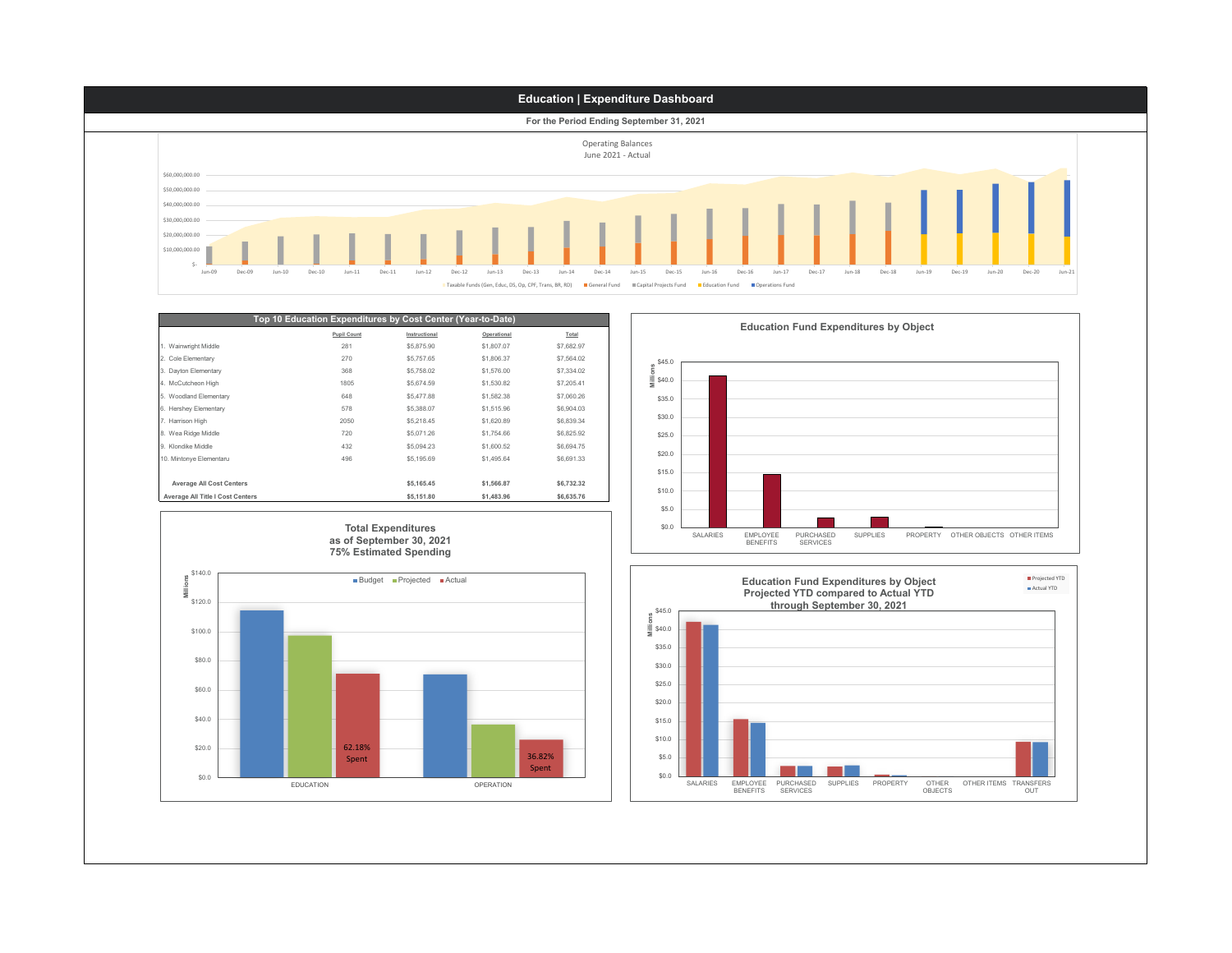# Education | Expenditure Dashboard

**For the Period Ending September 31, 2021**

Operating Balances
June 2021 - Actual

Taxable Funds (Gen, Educ, DS, Op, CPF, Trans, BR, RD) | General Fund | Capital Projects Fund | Education Fund | Operations Fund

## Top 10 Education Expenditures by Cost Center (Year-to-Date)

| | Pupil Count | Instructional | Operational | Total |
|---|---|---|---|---|
| 1. Wainwright Middle | 281 | $5,875.90 | $1,807.07 | $7,682.97 |
| 2. Cole Elementary | 270 | $5,757.65 | $1,806.37 | $7,564.02 |
| 3. Dayton Elementary | 368 | $5,758.02 | $1,576.00 | $7,334.02 |
| 4. McCutcheon High | 1805 | $5,674.59 | $1,530.82 | $7,205.41 |
| 5. Woodland Elementary | 648 | $5,477.88 | $1,582.38 | $7,060.26 |
| 6. Hershey Elementary | 578 | $5,388.07 | $1,515.96 | $6,904.03 |
| 7. Harrison High | 2050 | $5,218.45 | $1,620.89 | $6,839.34 |
| 8. Wea Ridge Middle | 720 | $5,071.26 | $1,754.66 | $6,825.92 |
| 9. Klondike Middle | 432 | $5,094.23 | $1,600.52 | $6,694.75 |
| 10. Mintonye Elementaru | 496 | $5,195.69 | $1,495.64 | $6,691.33 |
| | | | | |
| **Average All Cost Centers** | | **$5,165.45** | **$1,566.87** | **$6,732.32** |
| **Average All Title I Cost Centers** | | **$5,151.80** | **$1,483.96** | **$6,635.76** |

## Education Fund Expenditures by Object

Millions: SALARIES, EMPLOYEE BENEFITS, PURCHASED SERVICES, SUPPLIES, PROPERTY, OTHER OBJECTS, OTHER ITEMS

## Total Expenditures as of September 30, 2021 75% Estimated Spending

Budget | Projected | Actual

EDUCATION: 62.18% Spent

OPERATION: 36.82% Spent

## Education Fund Expenditures by Object Projected YTD compared to Actual YTD through September 30, 2021

Projected YTD | Actual YTD

SALARIES, EMPLOYEE BENEFITS, PURCHASED SERVICES, SUPPLIES, PROPERTY, OTHER OBJECTS, OTHER ITEMS, TRANSFERS OUT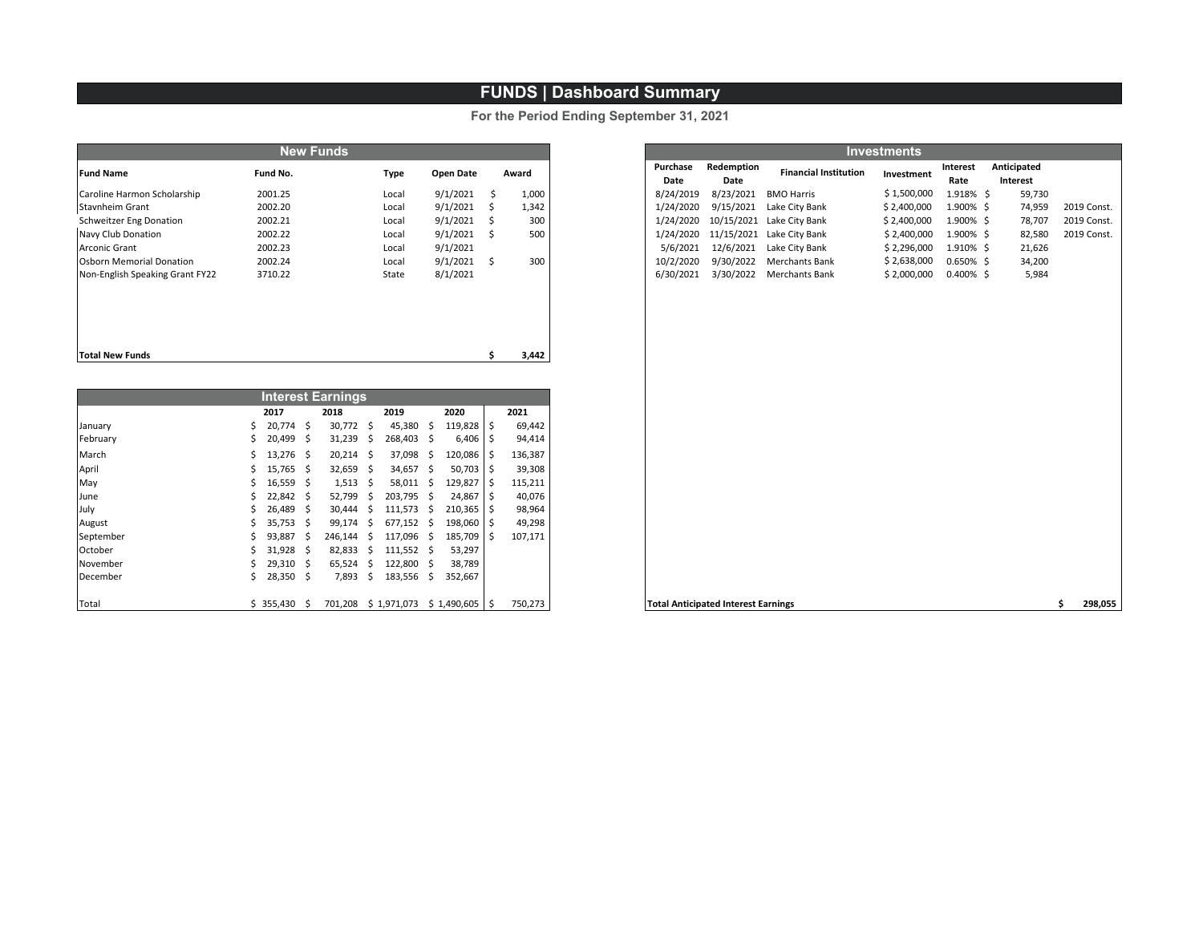# FUNDS | Dashboard Summary

**For the Period Ending September 31, 2021**

## New Funds

| Fund Name | Fund No. | Type | Open Date | Award |
|---|---|---|---|---|
| Caroline Harmon Scholarship | 2001.25 | Local | 9/1/2021 | $ 1,000 |
| Stavnheim Grant | 2002.20 | Local | 9/1/2021 | $ 1,342 |
| Schweitzer Eng Donation | 2002.21 | Local | 9/1/2021 | $ 300 |
| Navy Club Donation | 2002.22 | Local | 9/1/2021 | $ 500 |
| Arconic Grant | 2002.23 | Local | 9/1/2021 | |
| Osborn Memorial Donation | 2002.24 | Local | 9/1/2021 | $ 300 |
| Non-English Speaking Grant FY22 | 3710.22 | State | 8/1/2021 | |
| **Total New Funds** | | | | **$ 3,442** |

## Interest Earnings

| | 2017 | 2018 | 2019 | 2020 | 2021 |
|---|---|---|---|---|---|
| January | $ 20,774 | $ 30,772 | $ 45,380 | $ 119,828 | $ 69,442 |
| February | $ 20,499 | $ 31,239 | $ 268,403 | $ 6,406 | $ 94,414 |
| March | $ 13,276 | $ 20,214 | $ 37,098 | $ 120,086 | $ 136,387 |
| April | $ 15,765 | $ 32,659 | $ 34,657 | $ 50,703 | $ 39,308 |
| May | $ 16,559 | $ 1,513 | $ 58,011 | $ 129,827 | $ 115,211 |
| June | $ 22,842 | $ 52,799 | $ 203,795 | $ 24,867 | $ 40,076 |
| July | $ 26,489 | $ 30,444 | $ 111,573 | $ 210,365 | $ 98,964 |
| August | $ 35,753 | $ 99,174 | $ 677,152 | $ 198,060 | $ 49,298 |
| September | $ 93,887 | $ 246,144 | $ 117,096 | $ 185,709 | $ 107,171 |
| October | $ 31,928 | $ 82,833 | $ 111,552 | $ 53,297 | |
| November | $ 29,310 | $ 65,524 | $ 122,800 | $ 38,789 | |
| December | $ 28,350 | $ 7,893 | $ 183,556 | $ 352,667 | |
| Total | $ 355,430 | $ 701,208 | $ 1,971,073 | $ 1,490,605 | $ 750,273 |

## Investments

| Purchase Date | Redemption Date | Financial Institution | Investment | Interest Rate | Anticipated Interest | |
|---|---|---|---|---|---|---|
| 8/24/2019 | 8/23/2021 | BMO Harris | $ 1,500,000 | 1.918% | $ 59,730 | |
| 1/24/2020 | 9/15/2021 | Lake City Bank | $ 2,400,000 | 1.900% | $ 74,959 | 2019 Const. |
| 1/24/2020 | 10/15/2021 | Lake City Bank | $ 2,400,000 | 1.900% | $ 78,707 | 2019 Const. |
| 1/24/2020 | 11/15/2021 | Lake City Bank | $ 2,400,000 | 1.900% | $ 82,580 | 2019 Const. |
| 5/6/2021 | 12/6/2021 | Lake City Bank | $ 2,296,000 | 1.910% | $ 21,626 | |
| 10/2/2020 | 9/30/2022 | Merchants Bank | $ 2,638,000 | 0.650% | $ 34,200 | |
| 6/30/2021 | 3/30/2022 | Merchants Bank | $ 2,000,000 | 0.400% | $ 5,984 | |
| **Total Anticipated Interest Earnings** | | | | | | **$ 298,055** |